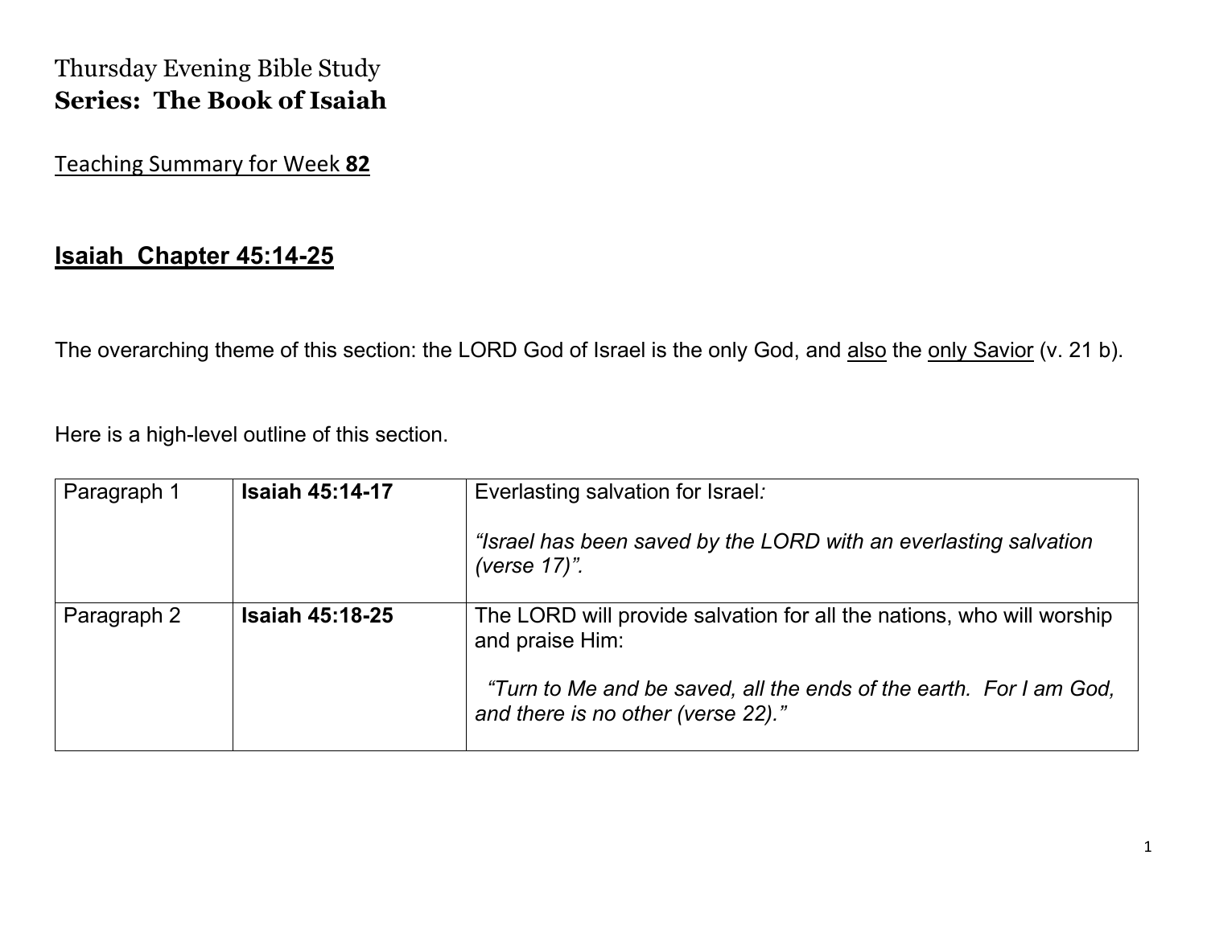Thursday Evening Bible Study

**Series: The Book of Isaiah**

Teaching Summary for Week **82**

## Isaiah Chapter 45:14-25

The overarching theme of this section: the LORD God of Israel is the only God, and also the only Savior (v. 21 b).

Here is a high-level outline of this section.

| | | |
|---|---|---|
| Paragraph 1 | **Isaiah 45:14-17** | Everlasting salvation for Israel*:*<br><br>*"Israel has been saved by the LORD with an everlasting salvation (verse 17)".* |
| Paragraph 2 | **Isaiah 45:18-25** | The LORD will provide salvation for all the nations, who will worship and praise Him:<br><br>*"Turn to Me and be saved, all the ends of the earth. For I am God, and there is no other (verse 22)."* |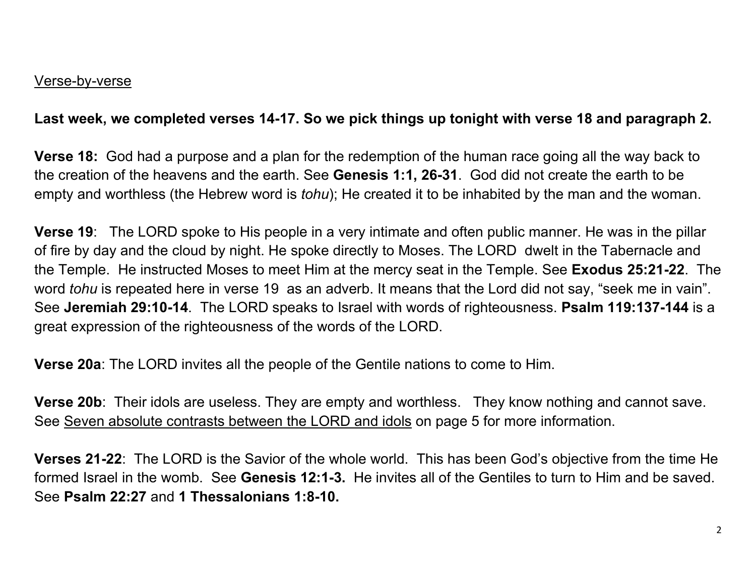<u>Verse-by-verse</u>

**Last week, we completed verses 14-17. So we pick things up tonight with verse 18 and paragraph 2.**

**Verse 18:** God had a purpose and a plan for the redemption of the human race going all the way back to the creation of the heavens and the earth. See **Genesis 1:1, 26-31**. God did not create the earth to be empty and worthless (the Hebrew word is *tohu*); He created it to be inhabited by the man and the woman.

**Verse 19**: The LORD spoke to His people in a very intimate and often public manner. He was in the pillar of fire by day and the cloud by night. He spoke directly to Moses. The LORD dwelt in the Tabernacle and the Temple. He instructed Moses to meet Him at the mercy seat in the Temple. See **Exodus 25:21-22**. The word *tohu* is repeated here in verse 19 as an adverb. It means that the Lord did not say, "seek me in vain". See **Jeremiah 29:10-14**. The LORD speaks to Israel with words of righteousness. **Psalm 119:137-144** is a great expression of the righteousness of the words of the LORD.

**Verse 20a**: The LORD invites all the people of the Gentile nations to come to Him.

**Verse 20b**: Their idols are useless. They are empty and worthless. They know nothing and cannot save. See <u>Seven absolute contrasts between the LORD and idols</u> on page 5 for more information.

**Verses 21-22**: The LORD is the Savior of the whole world. This has been God's objective from the time He formed Israel in the womb. See **Genesis 12:1-3.** He invites all of the Gentiles to turn to Him and be saved. See **Psalm 22:27** and **1 Thessalonians 1:8-10.**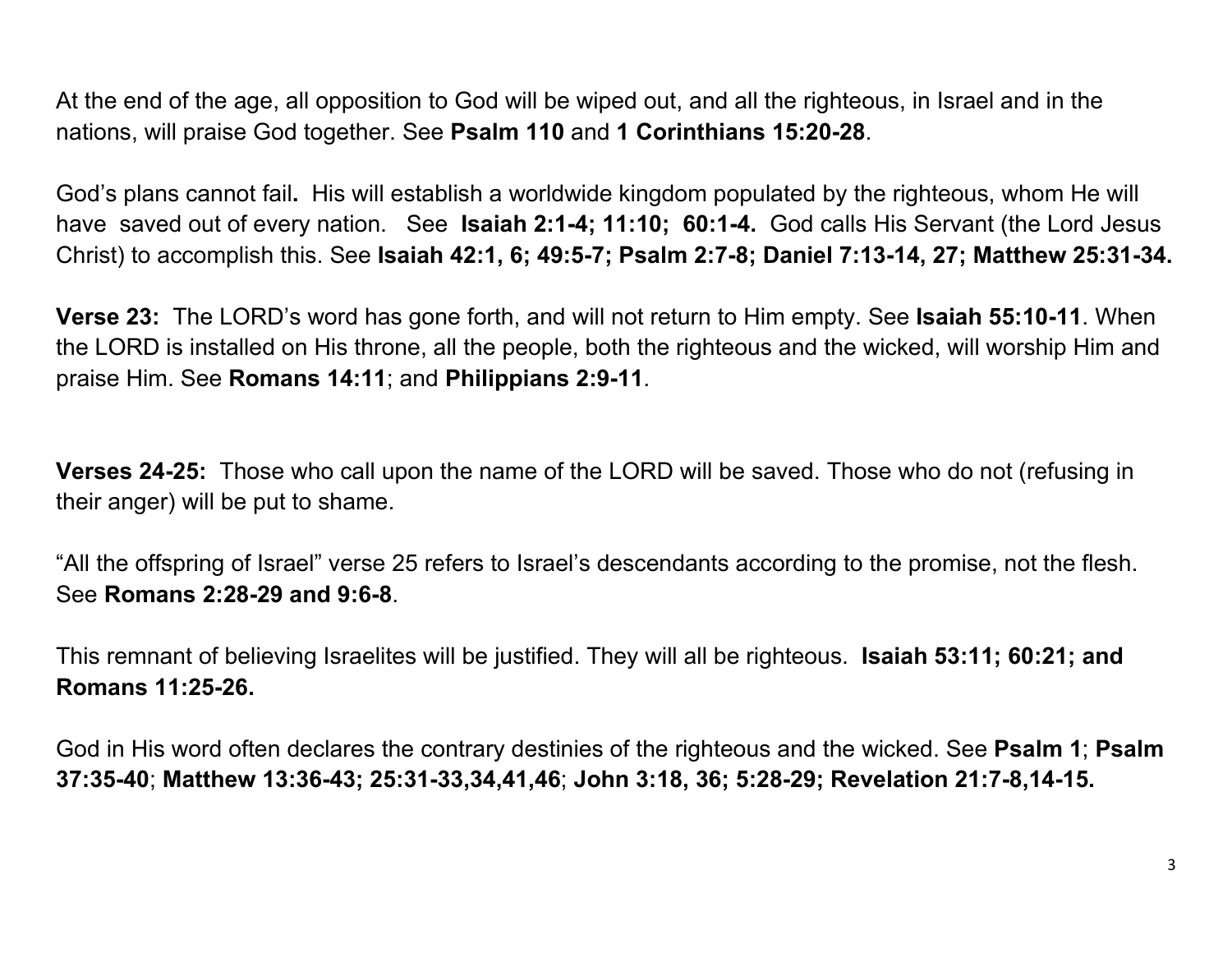At the end of the age, all opposition to God will be wiped out, and all the righteous, in Israel and in the nations, will praise God together. See **Psalm 110** and **1 Corinthians 15:20-28**.

God's plans cannot fail**.** His will establish a worldwide kingdom populated by the righteous, whom He will have saved out of every nation. See **Isaiah 2:1-4; 11:10; 60:1-4.** God calls His Servant (the Lord Jesus Christ) to accomplish this. See **Isaiah 42:1, 6; 49:5-7; Psalm 2:7-8; Daniel 7:13-14, 27; Matthew 25:31-34.**

**Verse 23:** The LORD's word has gone forth, and will not return to Him empty. See **Isaiah 55:10-11**. When the LORD is installed on His throne, all the people, both the righteous and the wicked, will worship Him and praise Him. See **Romans 14:11**; and **Philippians 2:9-11**.

**Verses 24-25:** Those who call upon the name of the LORD will be saved. Those who do not (refusing in their anger) will be put to shame.

"All the offspring of Israel" verse 25 refers to Israel's descendants according to the promise, not the flesh. See **Romans 2:28-29 and 9:6-8**.

This remnant of believing Israelites will be justified. They will all be righteous. **Isaiah 53:11; 60:21; and Romans 11:25-26.**

God in His word often declares the contrary destinies of the righteous and the wicked. See **Psalm 1**; **Psalm 37:35-40**; **Matthew 13:36-43; 25:31-33,34,41,46**; **John 3:18, 36; 5:28-29; Revelation 21:7-8,14-15.**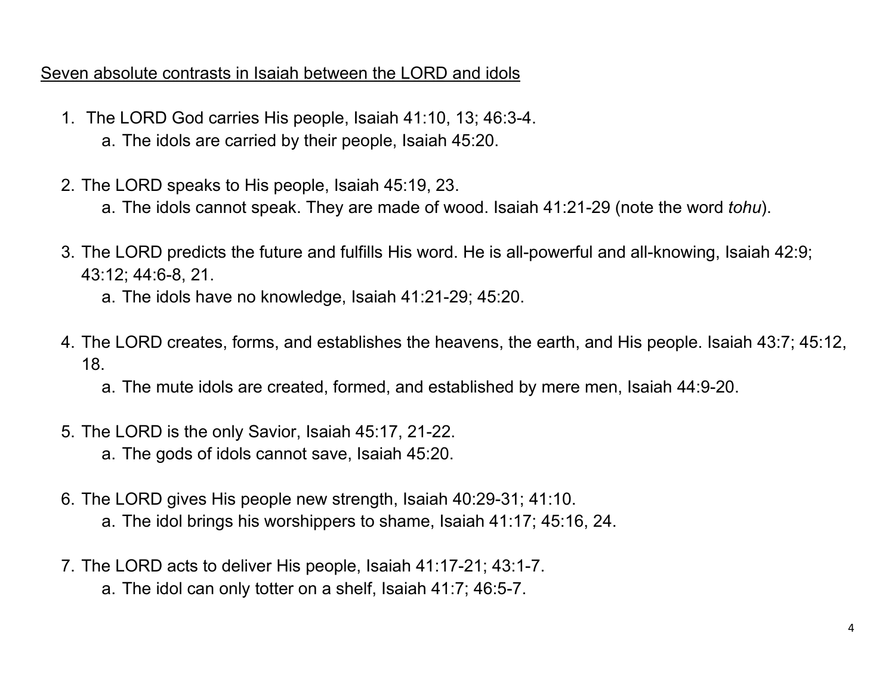<u>Seven absolute contrasts in Isaiah between the LORD and idols</u>

1. The LORD God carries His people, Isaiah 41:10, 13; 46:3-4.
   a. The idols are carried by their people, Isaiah 45:20.

2. The LORD speaks to His people, Isaiah 45:19, 23.
   a. The idols cannot speak. They are made of wood. Isaiah 41:21-29 (note the word *tohu*).

3. The LORD predicts the future and fulfills His word. He is all-powerful and all-knowing, Isaiah 42:9; 43:12; 44:6-8, 21.
   a. The idols have no knowledge, Isaiah 41:21-29; 45:20.

4. The LORD creates, forms, and establishes the heavens, the earth, and His people. Isaiah 43:7; 45:12, 18.
   a. The mute idols are created, formed, and established by mere men, Isaiah 44:9-20.

5. The LORD is the only Savior, Isaiah 45:17, 21-22.
   a. The gods of idols cannot save, Isaiah 45:20.

6. The LORD gives His people new strength, Isaiah 40:29-31; 41:10.
   a. The idol brings his worshippers to shame, Isaiah 41:17; 45:16, 24.

7. The LORD acts to deliver His people, Isaiah 41:17-21; 43:1-7.
   a. The idol can only totter on a shelf, Isaiah 41:7; 46:5-7.